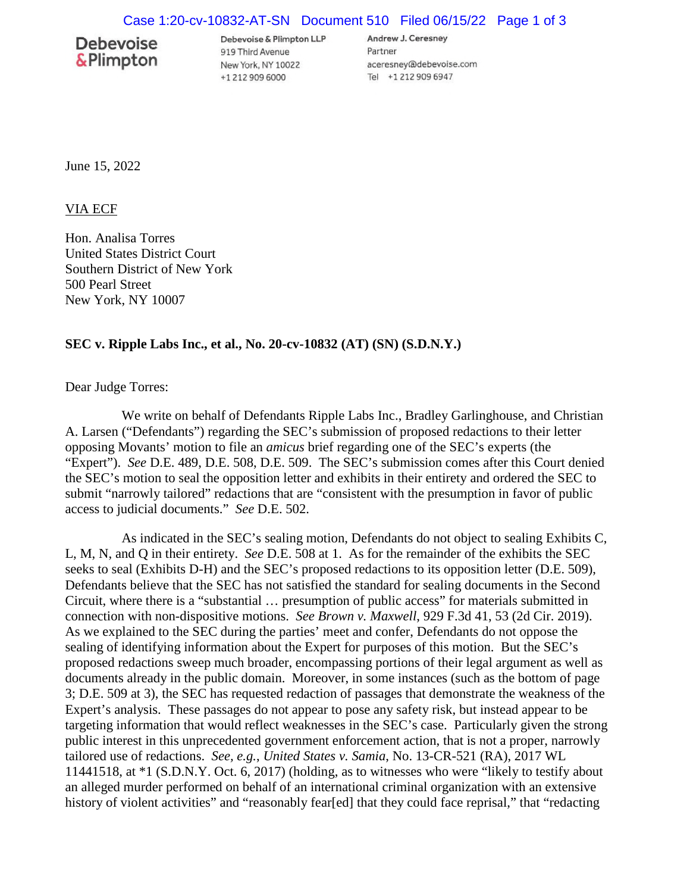Debevoise & Plimpton

Debevoise & Plimpton LLP
919 Third Avenue
New York, NY 10022
+1 212 909 6000

Andrew J. Ceresney
Partner
aceresney@debevoise.com
Tel +1 212 909 6947

June 15, 2022

VIA ECF

Hon. Analisa Torres
United States District Court
Southern District of New York
500 Pearl Street
New York, NY 10007

**SEC v. Ripple Labs Inc., et al., No. 20-cv-10832 (AT) (SN) (S.D.N.Y.)**

Dear Judge Torres:

We write on behalf of Defendants Ripple Labs Inc., Bradley Garlinghouse, and Christian A. Larsen ("Defendants") regarding the SEC's submission of proposed redactions to their letter opposing Movants' motion to file an *amicus* brief regarding one of the SEC's experts (the "Expert"). *See* D.E. 489, D.E. 508, D.E. 509. The SEC's submission comes after this Court denied the SEC's motion to seal the opposition letter and exhibits in their entirety and ordered the SEC to submit "narrowly tailored" redactions that are "consistent with the presumption in favor of public access to judicial documents." *See* D.E. 502.

As indicated in the SEC's sealing motion, Defendants do not object to sealing Exhibits C, L, M, N, and Q in their entirety. *See* D.E. 508 at 1. As for the remainder of the exhibits the SEC seeks to seal (Exhibits D-H) and the SEC's proposed redactions to its opposition letter (D.E. 509), Defendants believe that the SEC has not satisfied the standard for sealing documents in the Second Circuit, where there is a "substantial … presumption of public access" for materials submitted in connection with non-dispositive motions. *See Brown v. Maxwell*, 929 F.3d 41, 53 (2d Cir. 2019). As we explained to the SEC during the parties' meet and confer, Defendants do not oppose the sealing of identifying information about the Expert for purposes of this motion. But the SEC's proposed redactions sweep much broader, encompassing portions of their legal argument as well as documents already in the public domain. Moreover, in some instances (such as the bottom of page 3; D.E. 509 at 3), the SEC has requested redaction of passages that demonstrate the weakness of the Expert's analysis. These passages do not appear to pose any safety risk, but instead appear to be targeting information that would reflect weaknesses in the SEC's case. Particularly given the strong public interest in this unprecedented government enforcement action, that is not a proper, narrowly tailored use of redactions. *See, e.g., United States v. Samia*, No. 13-CR-521 (RA), 2017 WL 11441518, at *1 (S.D.N.Y. Oct. 6, 2017) (holding, as to witnesses who were "likely to testify about an alleged murder performed on behalf of an international criminal organization with an extensive history of violent activities" and "reasonably fear[ed] that they could face reprisal," that "redacting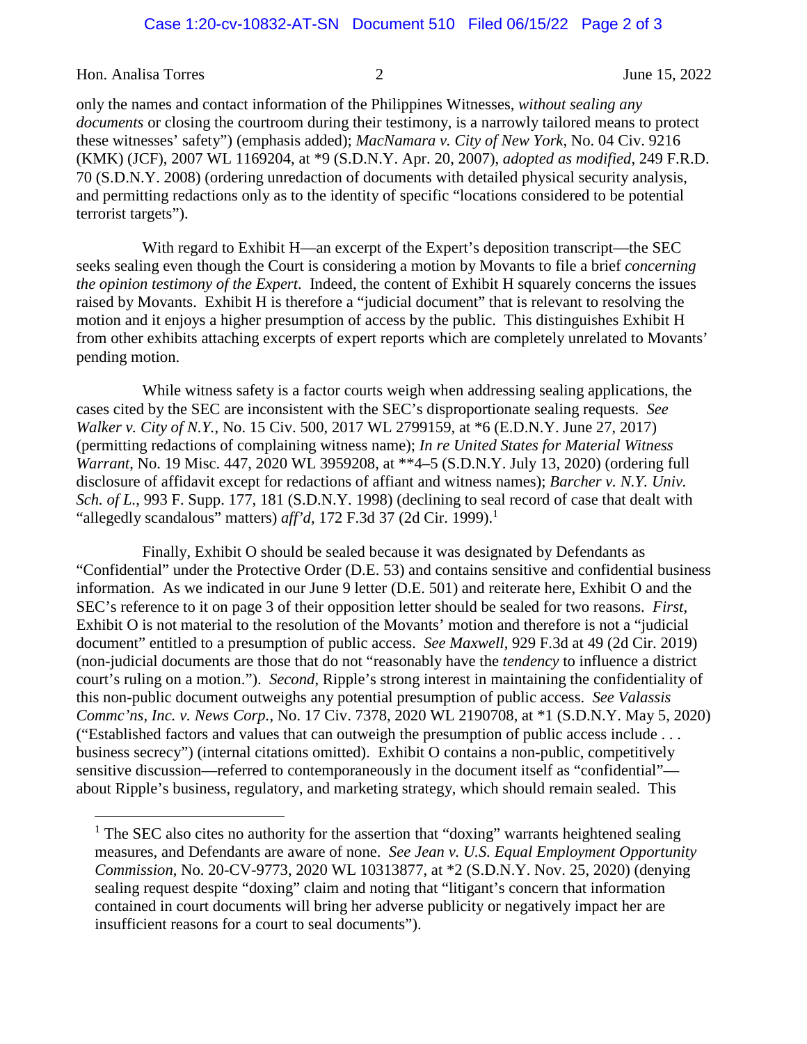only the names and contact information of the Philippines Witnesses, *without sealing any documents* or closing the courtroom during their testimony, is a narrowly tailored means to protect these witnesses' safety") (emphasis added); *MacNamara v. City of New York*, No. 04 Civ. 9216 (KMK) (JCF), 2007 WL 1169204, at *9 (S.D.N.Y. Apr. 20, 2007), *adopted as modified*, 249 F.R.D. 70 (S.D.N.Y. 2008) (ordering unredaction of documents with detailed physical security analysis, and permitting redactions only as to the identity of specific "locations considered to be potential terrorist targets").

With regard to Exhibit H—an excerpt of the Expert's deposition transcript—the SEC seeks sealing even though the Court is considering a motion by Movants to file a brief *concerning the opinion testimony of the Expert*. Indeed, the content of Exhibit H squarely concerns the issues raised by Movants. Exhibit H is therefore a "judicial document" that is relevant to resolving the motion and it enjoys a higher presumption of access by the public. This distinguishes Exhibit H from other exhibits attaching excerpts of expert reports which are completely unrelated to Movants' pending motion.

While witness safety is a factor courts weigh when addressing sealing applications, the cases cited by the SEC are inconsistent with the SEC's disproportionate sealing requests. *See Walker v. City of N.Y.*, No. 15 Civ. 500, 2017 WL 2799159, at *6 (E.D.N.Y. June 27, 2017) (permitting redactions of complaining witness name); *In re United States for Material Witness Warrant*, No. 19 Misc. 447, 2020 WL 3959208, at **4–5 (S.D.N.Y. July 13, 2020) (ordering full disclosure of affidavit except for redactions of affiant and witness names); *Barcher v. N.Y. Univ. Sch. of L.*, 993 F. Supp. 177, 181 (S.D.N.Y. 1998) (declining to seal record of case that dealt with "allegedly scandalous" matters) *aff'd*, 172 F.3d 37 (2d Cir. 1999).[1]

Finally, Exhibit O should be sealed because it was designated by Defendants as "Confidential" under the Protective Order (D.E. 53) and contains sensitive and confidential business information. As we indicated in our June 9 letter (D.E. 501) and reiterate here, Exhibit O and the SEC's reference to it on page 3 of their opposition letter should be sealed for two reasons. *First*, Exhibit O is not material to the resolution of the Movants' motion and therefore is not a "judicial document" entitled to a presumption of public access. *See Maxwell*, 929 F.3d at 49 (2d Cir. 2019) (non-judicial documents are those that do not "reasonably have the *tendency* to influence a district court's ruling on a motion."). *Second*, Ripple's strong interest in maintaining the confidentiality of this non-public document outweighs any potential presumption of public access. *See Valassis Commc'ns, Inc. v. News Corp.*, No. 17 Civ. 7378, 2020 WL 2190708, at *1 (S.D.N.Y. May 5, 2020) ("Established factors and values that can outweigh the presumption of public access include . . . business secrecy") (internal citations omitted). Exhibit O contains a non-public, competitively sensitive discussion—referred to contemporaneously in the document itself as "confidential"—about Ripple's business, regulatory, and marketing strategy, which should remain sealed. This

[1] The SEC also cites no authority for the assertion that "doxing" warrants heightened sealing measures, and Defendants are aware of none. *See Jean v. U.S. Equal Employment Opportunity Commission*, No. 20-CV-9773, 2020 WL 10313877, at *2 (S.D.N.Y. Nov. 25, 2020) (denying sealing request despite "doxing" claim and noting that "litigant's concern that information contained in court documents will bring her adverse publicity or negatively impact her are insufficient reasons for a court to seal documents").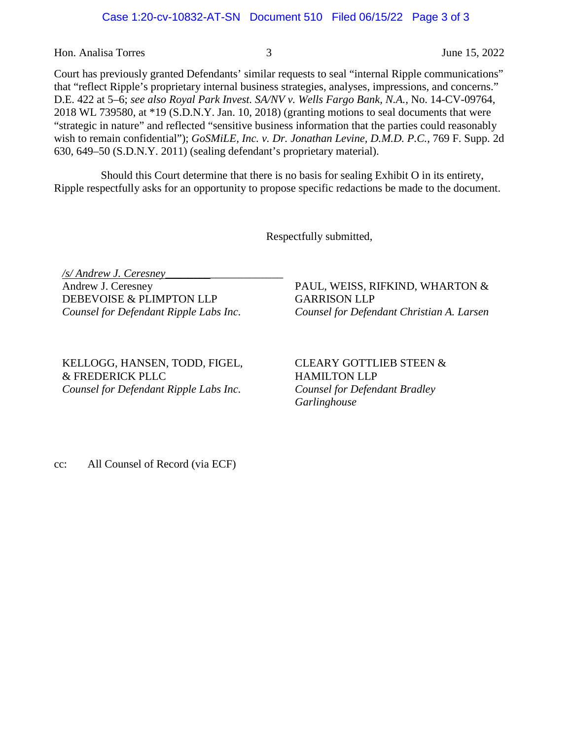Court has previously granted Defendants' similar requests to seal "internal Ripple communications" that "reflect Ripple's proprietary internal business strategies, analyses, impressions, and concerns." D.E. 422 at 5–6; *see also Royal Park Invest. SA/NV v. Wells Fargo Bank, N.A.*, No. 14-CV-09764, 2018 WL 739580, at *19 (S.D.N.Y. Jan. 10, 2018) (granting motions to seal documents that were "strategic in nature" and reflected "sensitive business information that the parties could reasonably wish to remain confidential"); *GoSMiLE, Inc. v. Dr. Jonathan Levine, D.M.D. P.C.*, 769 F. Supp. 2d 630, 649–50 (S.D.N.Y. 2011) (sealing defendant's proprietary material).

Should this Court determine that there is no basis for sealing Exhibit O in its entirety, Ripple respectfully asks for an opportunity to propose specific redactions be made to the document.

Respectfully submitted,

*/s/ Andrew J. Ceresney*
Andrew J. Ceresney
DEBEVOISE & PLIMPTON LLP
*Counsel for Defendant Ripple Labs Inc.*

PAUL, WEISS, RIFKIND, WHARTON & GARRISON LLP
*Counsel for Defendant Christian A. Larsen*

KELLOGG, HANSEN, TODD, FIGEL, & FREDERICK PLLC
*Counsel for Defendant Ripple Labs Inc.*

CLEARY GOTTLIEB STEEN & HAMILTON LLP
*Counsel for Defendant Bradley Garlinghouse*

cc: All Counsel of Record (via ECF)